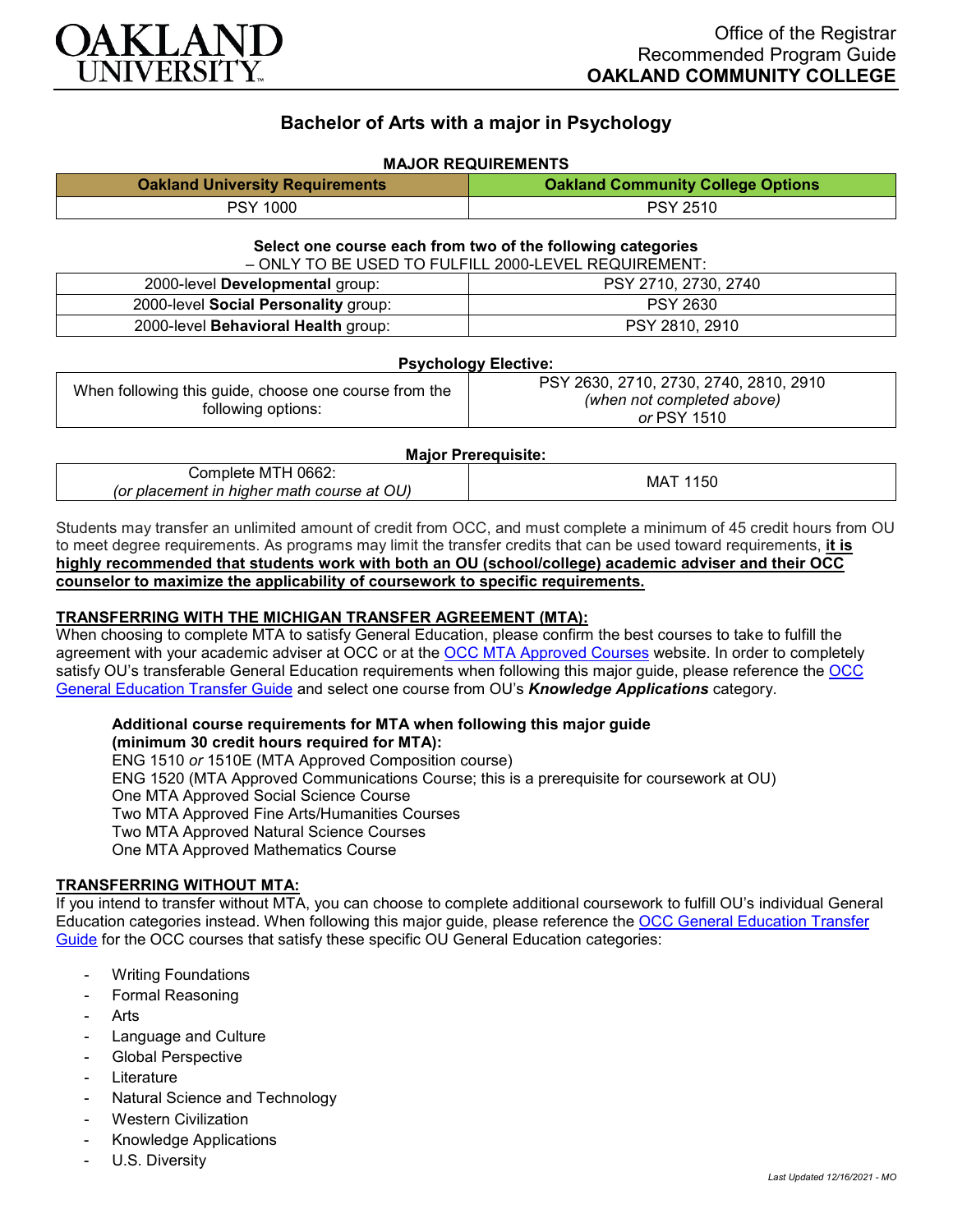OAKLAND UNIVERSITY

Office of the Registrar
Recommended Program Guide
**OAKLAND COMMUNITY COLLEGE**

# Bachelor of Arts with a major in Psychology

**MAJOR REQUIREMENTS**

| Oakland University Requirements | Oakland Community College Options |
|---|---|
| PSY 1000 | PSY 2510 |

**Select one course each from two of the following categories**
– ONLY TO BE USED TO FULFILL 2000-LEVEL REQUIREMENT:

| | |
|---|---|
| 2000-level **Developmental** group: | PSY 2710, 2730, 2740 |
| 2000-level **Social Personality** group: | PSY 2630 |
| 2000-level **Behavioral Health** group: | PSY 2810, 2910 |

**Psychology Elective:**

| | |
|---|---|
| When following this guide, choose one course from the following options: | PSY 2630, 2710, 2730, 2740, 2810, 2910 *(when not completed above)* *or* PSY 1510 |

**Major Prerequisite:**

| | |
|---|---|
| Complete MTH 0662: *(or placement in higher math course at OU)* | MAT 1150 |

Students may transfer an unlimited amount of credit from OCC, and must complete a minimum of 45 credit hours from OU to meet degree requirements. As programs may limit the transfer credits that can be used toward requirements, **it is highly recommended that students work with both an OU (school/college) academic adviser and their OCC counselor to maximize the applicability of coursework to specific requirements.**

## TRANSFERRING WITH THE MICHIGAN TRANSFER AGREEMENT (MTA):

When choosing to complete MTA to satisfy General Education, please confirm the best courses to take to fulfill the agreement with your academic adviser at OCC or at the OCC MTA Approved Courses website. In order to completely satisfy OU's transferable General Education requirements when following this major guide, please reference the OCC General Education Transfer Guide and select one course from OU's ***Knowledge Applications*** category.

**Additional course requirements for MTA when following this major guide (minimum 30 credit hours required for MTA):**
ENG 1510 *or* 1510E (MTA Approved Composition course)
ENG 1520 (MTA Approved Communications Course; this is a prerequisite for coursework at OU)
One MTA Approved Social Science Course
Two MTA Approved Fine Arts/Humanities Courses
Two MTA Approved Natural Science Courses
One MTA Approved Mathematics Course

## TRANSFERRING WITHOUT MTA:

If you intend to transfer without MTA, you can choose to complete additional coursework to fulfill OU's individual General Education categories instead. When following this major guide, please reference the OCC General Education Transfer Guide for the OCC courses that satisfy these specific OU General Education categories:

- Writing Foundations
- Formal Reasoning
- Arts
- Language and Culture
- Global Perspective
- Literature
- Natural Science and Technology
- Western Civilization
- Knowledge Applications
- U.S. Diversity

*Last Updated 12/16/2021 - MO*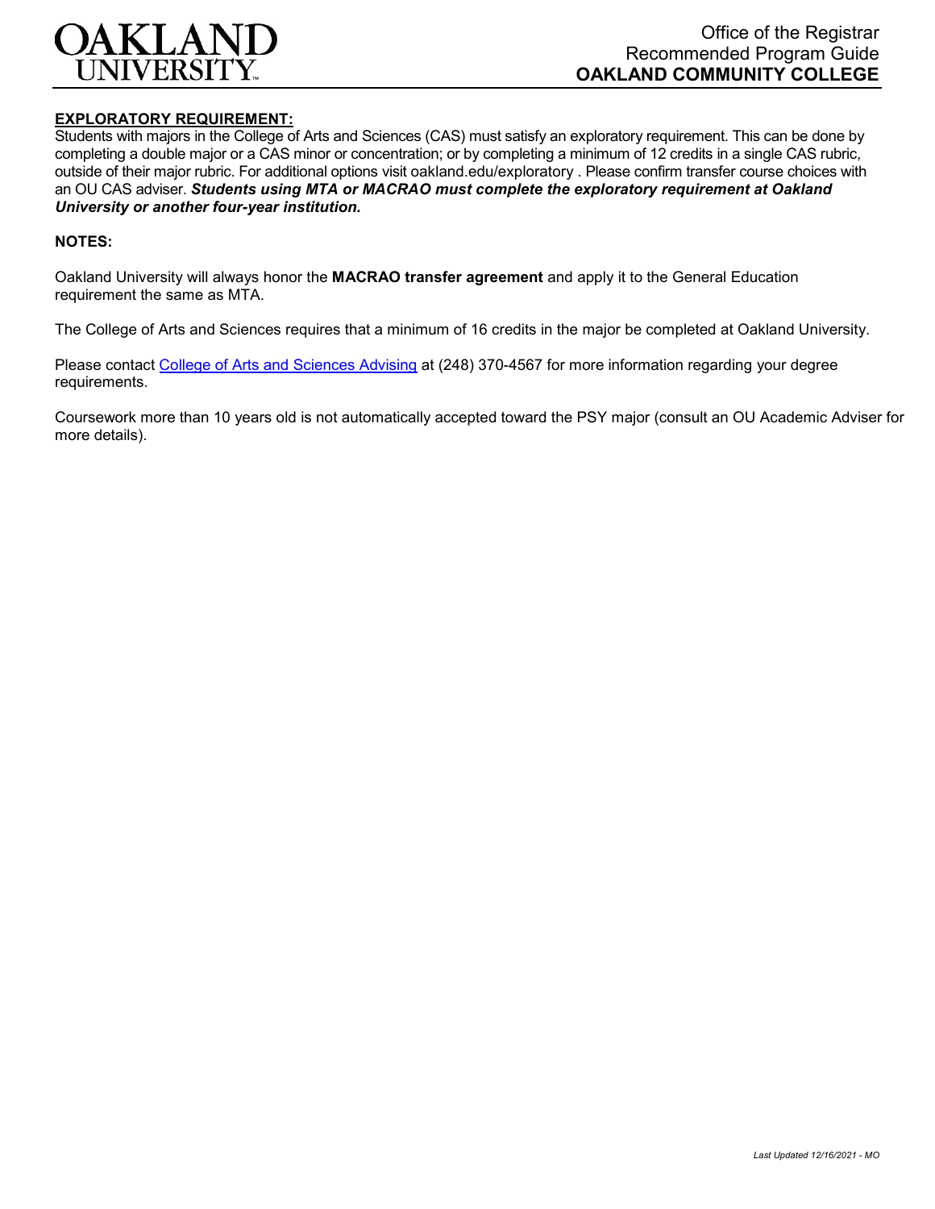**EXPLORATORY REQUIREMENT:**

Students with majors in the College of Arts and Sciences (CAS) must satisfy an exploratory requirement. This can be done by completing a double major or a CAS minor or concentration; or by completing a minimum of 12 credits in a single CAS rubric, outside of their major rubric. For additional options visit oakland.edu/exploratory . Please confirm transfer course choices with an OU CAS adviser. ***Students using MTA or MACRAO must complete the exploratory requirement at Oakland University or another four-year institution.***

**NOTES:**

Oakland University will always honor the **MACRAO transfer agreement** and apply it to the General Education requirement the same as MTA.

The College of Arts and Sciences requires that a minimum of 16 credits in the major be completed at Oakland University.

Please contact College of Arts and Sciences Advising at (248) 370-4567 for more information regarding your degree requirements.

Coursework more than 10 years old is not automatically accepted toward the PSY major (consult an OU Academic Adviser for more details).

*Last Updated 12/16/2021 - MO*